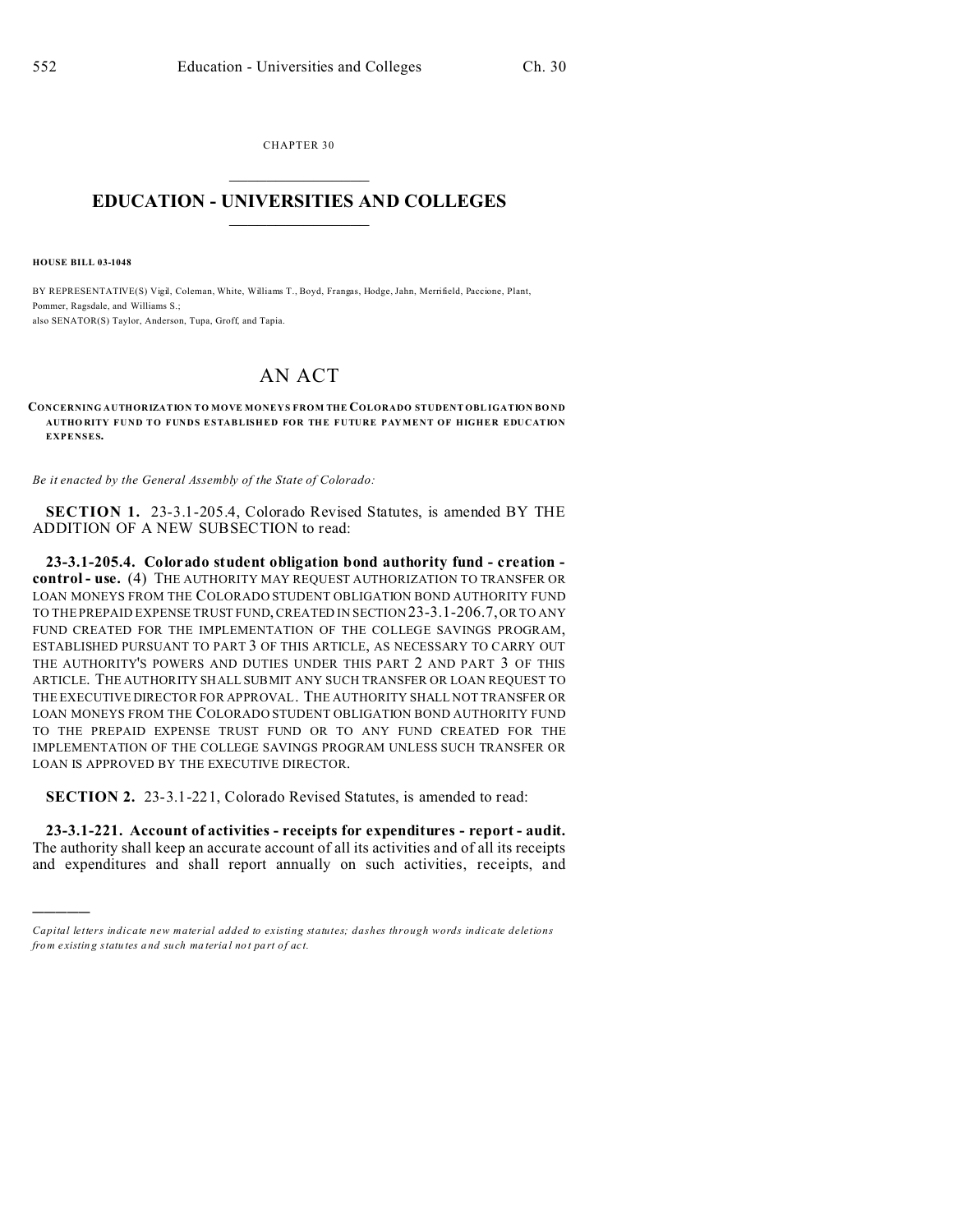CHAPTER 30

# EDUCATION - UNIVERSITIES AND COLLEGES

**HOUSE BILL 03-1048**

BY REPRESENTATIVE(S) Vigil, Coleman, White, Williams T., Boyd, Frangas, Hodge, Jahn, Merrifield, Paccione, Plant, Pommer, Ragsdale, and Williams S.;
also SENATOR(S) Taylor, Anderson, Tupa, Groff, and Tapia.

# AN ACT

**CONCERNING AUTHORIZATION TO MOVE MONEYS FROM THE COLORADO STUDENT OBLIGATION BOND AUTHORITY FUND TO FUNDS ESTABLISHED FOR THE FUTURE PAYMENT OF HIGHER EDUCATION EXPENSES.**

*Be it enacted by the General Assembly of the State of Colorado:*

**SECTION 1.** 23-3.1-205.4, Colorado Revised Statutes, is amended BY THE ADDITION OF A NEW SUBSECTION to read:

**23-3.1-205.4. Colorado student obligation bond authority fund - creation - control - use.** (4) THE AUTHORITY MAY REQUEST AUTHORIZATION TO TRANSFER OR LOAN MONEYS FROM THE COLORADO STUDENT OBLIGATION BOND AUTHORITY FUND TO THE PREPAID EXPENSE TRUST FUND, CREATED IN SECTION 23-3.1-206.7, OR TO ANY FUND CREATED FOR THE IMPLEMENTATION OF THE COLLEGE SAVINGS PROGRAM, ESTABLISHED PURSUANT TO PART 3 OF THIS ARTICLE, AS NECESSARY TO CARRY OUT THE AUTHORITY'S POWERS AND DUTIES UNDER THIS PART 2 AND PART 3 OF THIS ARTICLE. THE AUTHORITY SHALL SUBMIT ANY SUCH TRANSFER OR LOAN REQUEST TO THE EXECUTIVE DIRECTOR FOR APPROVAL. THE AUTHORITY SHALL NOT TRANSFER OR LOAN MONEYS FROM THE COLORADO STUDENT OBLIGATION BOND AUTHORITY FUND TO THE PREPAID EXPENSE TRUST FUND OR TO ANY FUND CREATED FOR THE IMPLEMENTATION OF THE COLLEGE SAVINGS PROGRAM UNLESS SUCH TRANSFER OR LOAN IS APPROVED BY THE EXECUTIVE DIRECTOR.

**SECTION 2.** 23-3.1-221, Colorado Revised Statutes, is amended to read:

**23-3.1-221. Account of activities - receipts for expenditures - report - audit.** The authority shall keep an accurate account of all its activities and of all its receipts and expenditures and shall report annually on such activities, receipts, and

---

*Capital letters indicate new material added to existing statutes; dashes through words indicate deletions from existing statutes and such material not part of act.*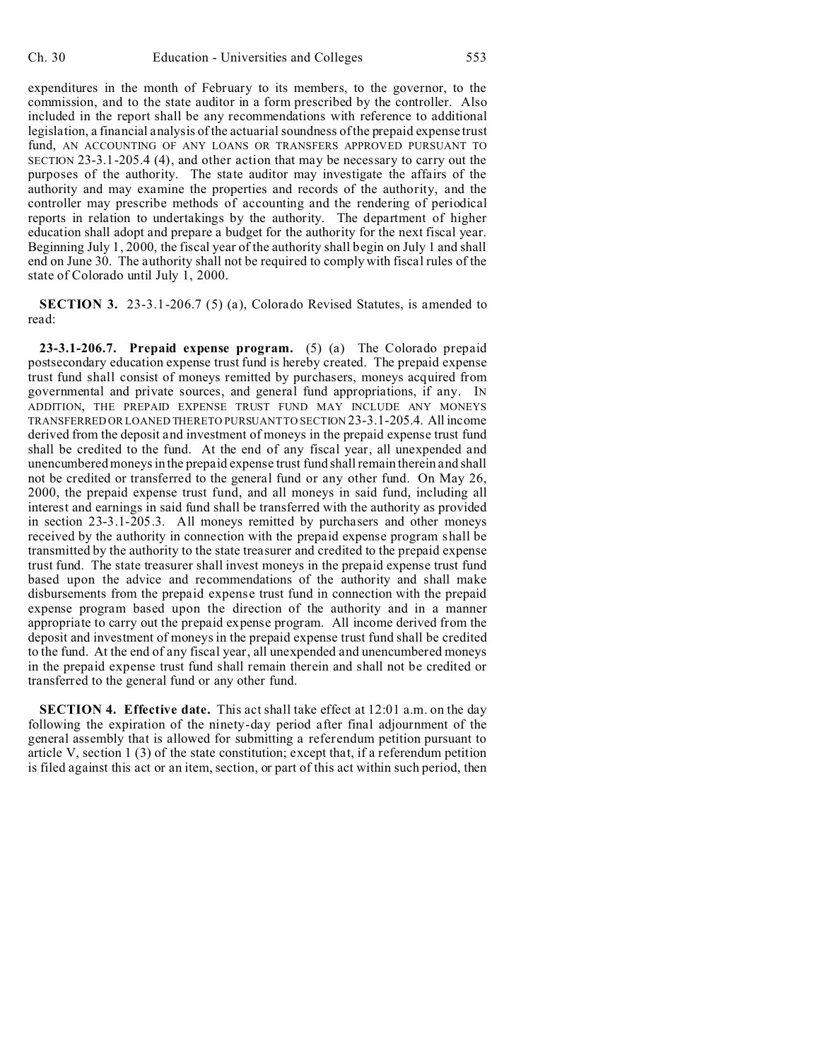expenditures in the month of February to its members, to the governor, to the commission, and to the state auditor in a form prescribed by the controller. Also included in the report shall be any recommendations with reference to additional legislation, a financial analysis of the actuarial soundness of the prepaid expense trust fund, AN ACCOUNTING OF ANY LOANS OR TRANSFERS APPROVED PURSUANT TO SECTION 23-3.1-205.4 (4), and other action that may be necessary to carry out the purposes of the authority. The state auditor may investigate the affairs of the authority and may examine the properties and records of the authority, and the controller may prescribe methods of accounting and the rendering of periodical reports in relation to undertakings by the authority. The department of higher education shall adopt and prepare a budget for the authority for the next fiscal year. Beginning July 1, 2000, the fiscal year of the authority shall begin on July 1 and shall end on June 30. The authority shall not be required to comply with fiscal rules of the state of Colorado until July 1, 2000.

**SECTION 3.** 23-3.1-206.7 (5) (a), Colorado Revised Statutes, is amended to read:

**23-3.1-206.7. Prepaid expense program.** (5) (a) The Colorado prepaid postsecondary education expense trust fund is hereby created. The prepaid expense trust fund shall consist of moneys remitted by purchasers, moneys acquired from governmental and private sources, and general fund appropriations, if any. IN ADDITION, THE PREPAID EXPENSE TRUST FUND MAY INCLUDE ANY MONEYS TRANSFERRED OR LOANED THERETO PURSUANT TO SECTION 23-3.1-205.4. All income derived from the deposit and investment of moneys in the prepaid expense trust fund shall be credited to the fund. At the end of any fiscal year, all unexpended and unencumbered moneys in the prepaid expense trust fund shall remain therein and shall not be credited or transferred to the general fund or any other fund. On May 26, 2000, the prepaid expense trust fund, and all moneys in said fund, including all interest and earnings in said fund shall be transferred with the authority as provided in section 23-3.1-205.3. All moneys remitted by purchasers and other moneys received by the authority in connection with the prepaid expense program shall be transmitted by the authority to the state treasurer and credited to the prepaid expense trust fund. The state treasurer shall invest moneys in the prepaid expense trust fund based upon the advice and recommendations of the authority and shall make disbursements from the prepaid expense trust fund in connection with the prepaid expense program based upon the direction of the authority and in a manner appropriate to carry out the prepaid expense program. All income derived from the deposit and investment of moneys in the prepaid expense trust fund shall be credited to the fund. At the end of any fiscal year, all unexpended and unencumbered moneys in the prepaid expense trust fund shall remain therein and shall not be credited or transferred to the general fund or any other fund.

**SECTION 4. Effective date.** This act shall take effect at 12:01 a.m. on the day following the expiration of the ninety-day period after final adjournment of the general assembly that is allowed for submitting a referendum petition pursuant to article V, section 1 (3) of the state constitution; except that, if a referendum petition is filed against this act or an item, section, or part of this act within such period, then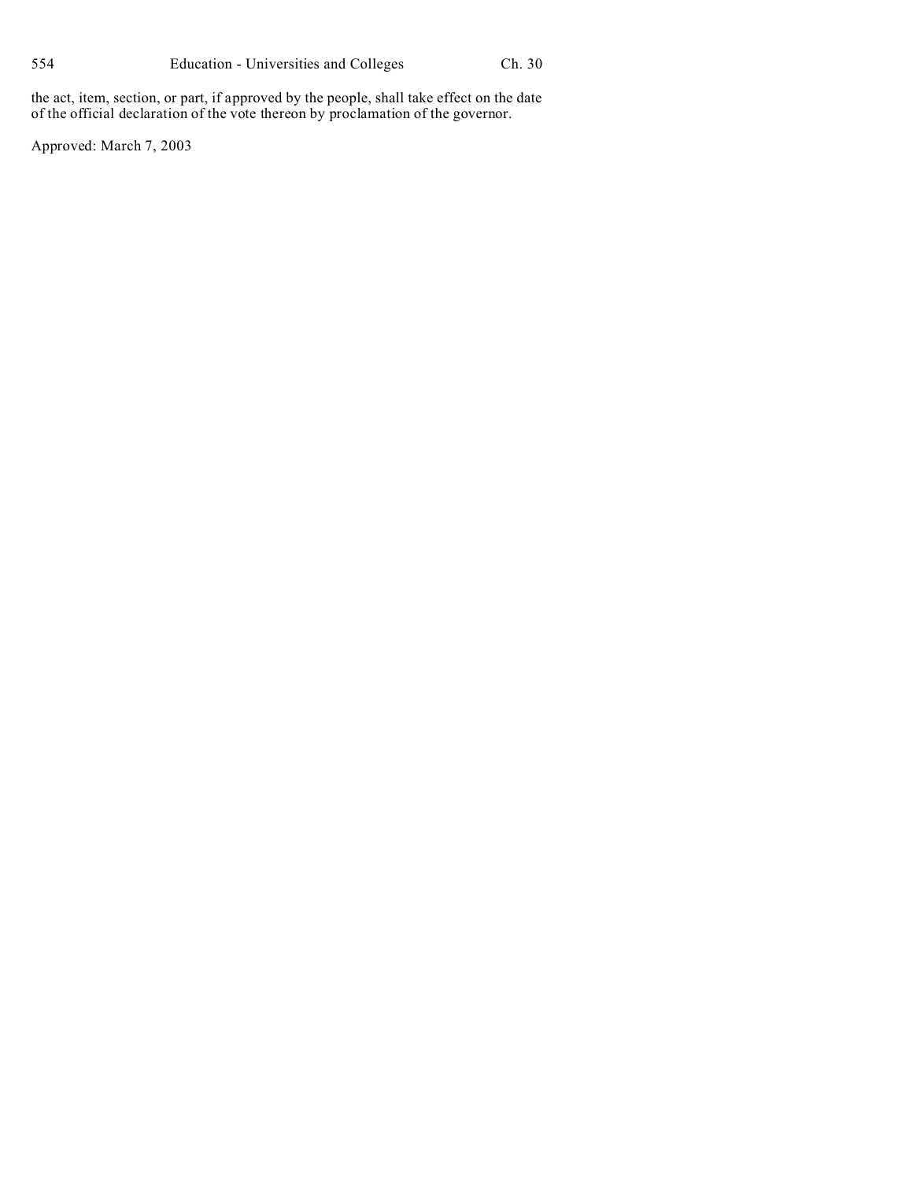the act, item, section, or part, if approved by the people, shall take effect on the date of the official declaration of the vote thereon by proclamation of the governor.

Approved: March 7, 2003